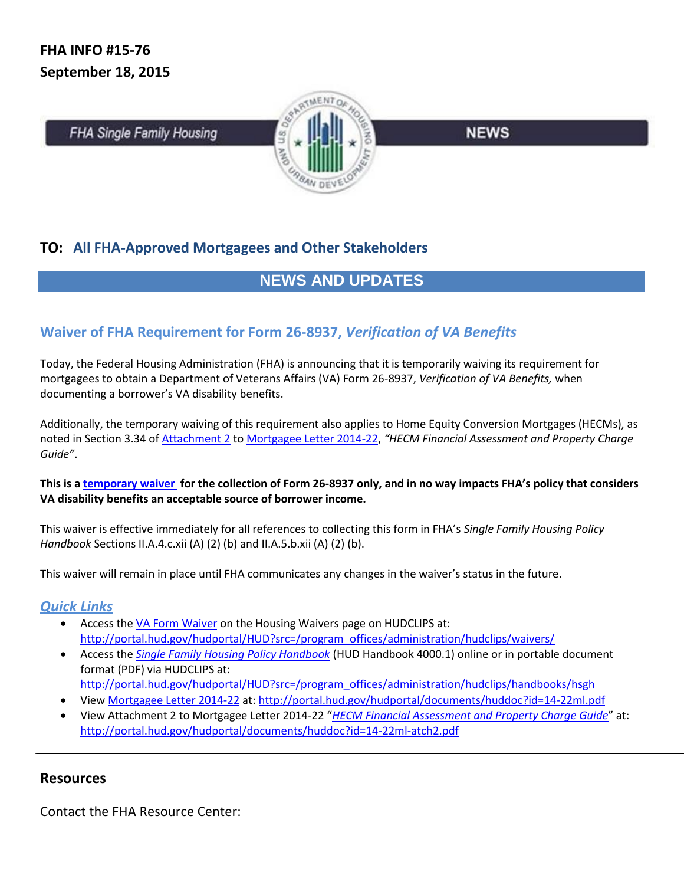**FHA INFO #15-76**
**September 18, 2015**

FHA Single Family Housing NEWS

## TO: All FHA-Approved Mortgagees and Other Stakeholders

## NEWS AND UPDATES

### Waiver of FHA Requirement for Form 26-8937, *Verification of VA Benefits*

Today, the Federal Housing Administration (FHA) is announcing that it is temporarily waiving its requirement for mortgagees to obtain a Department of Veterans Affairs (VA) Form 26-8937, *Verification of VA Benefits,* when documenting a borrower's VA disability benefits.

Additionally, the temporary waiving of this requirement also applies to Home Equity Conversion Mortgages (HECMs), as noted in Section 3.34 of Attachment 2 to Mortgagee Letter 2014-22, *"HECM Financial Assessment and Property Charge Guide"*.

**This is a temporary waiver for the collection of Form 26-8937 only, and in no way impacts FHA's policy that considers VA disability benefits an acceptable source of borrower income.**

This waiver is effective immediately for all references to collecting this form in FHA's *Single Family Housing Policy Handbook* Sections II.A.4.c.xii (A) (2) (b) and II.A.5.b.xii (A) (2) (b).

This waiver will remain in place until FHA communicates any changes in the waiver's status in the future.

### *Quick Links*

- Access the VA Form Waiver on the Housing Waivers page on HUDCLIPS at: http://portal.hud.gov/hudportal/HUD?src=/program_offices/administration/hudclips/waivers/
- Access the *Single Family Housing Policy Handbook* (HUD Handbook 4000.1) online or in portable document format (PDF) via HUDCLIPS at: http://portal.hud.gov/hudportal/HUD?src=/program_offices/administration/hudclips/handbooks/hsgh
- View Mortgagee Letter 2014-22 at: http://portal.hud.gov/hudportal/documents/huddoc?id=14-22ml.pdf
- View Attachment 2 to Mortgagee Letter 2014-22 "*HECM Financial Assessment and Property Charge Guide*" at: http://portal.hud.gov/hudportal/documents/huddoc?id=14-22ml-atch2.pdf

---

### Resources

Contact the FHA Resource Center: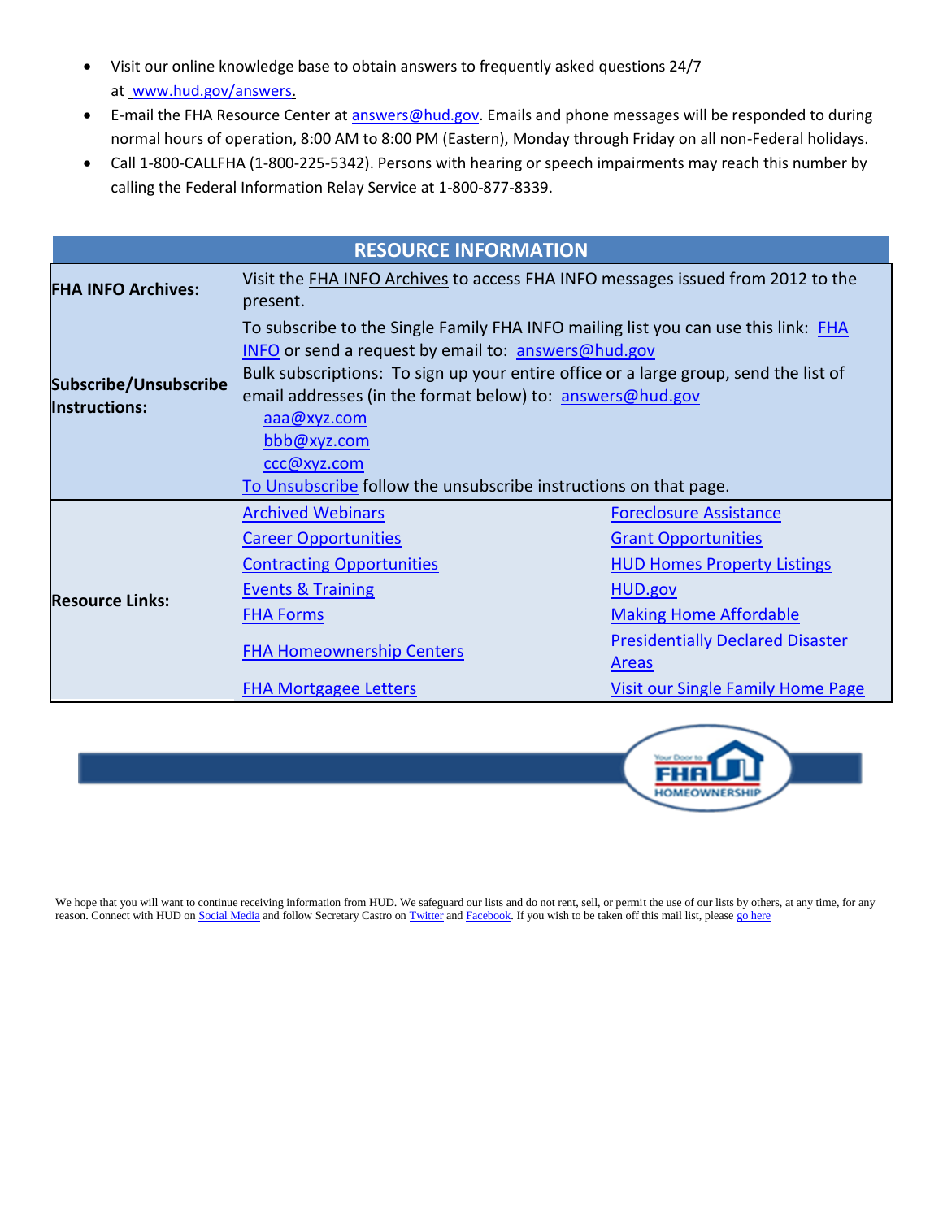- Visit our online knowledge base to obtain answers to frequently asked questions 24/7 at www.hud.gov/answers.
- E-mail the FHA Resource Center at answers@hud.gov. Emails and phone messages will be responded to during normal hours of operation, 8:00 AM to 8:00 PM (Eastern), Monday through Friday on all non-Federal holidays.
- Call 1-800-CALLFHA (1-800-225-5342). Persons with hearing or speech impairments may reach this number by calling the Federal Information Relay Service at 1-800-877-8339.

| RESOURCE INFORMATION | | |
|---|---|---|
| **FHA INFO Archives:** | Visit the FHA INFO Archives to access FHA INFO messages issued from 2012 to the present. | |
| **Subscribe/Unsubscribe Instructions:** | To subscribe to the Single Family FHA INFO mailing list you can use this link: FHA INFO or send a request by email to: answers@hud.gov<br>Bulk subscriptions: To sign up your entire office or a large group, send the list of email addresses (in the format below) to: answers@hud.gov<br>aaa@xyz.com<br>bbb@xyz.com<br>ccc@xyz.com<br>To Unsubscribe follow the unsubscribe instructions on that page. | |
| **Resource Links:** | Archived Webinars | Foreclosure Assistance |
| | Career Opportunities | Grant Opportunities |
| | Contracting Opportunities | HUD Homes Property Listings |
| | Events & Training | HUD.gov |
| | FHA Forms | Making Home Affordable |
| | FHA Homeownership Centers | Presidentially Declared Disaster Areas |
| | FHA Mortgagee Letters | Visit our Single Family Home Page |

We hope that you will want to continue receiving information from HUD. We safeguard our lists and do not rent, sell, or permit the use of our lists by others, at any time, for any reason. Connect with HUD on Social Media and follow Secretary Castro on Twitter and Facebook. If you wish to be taken off this mail list, please go here